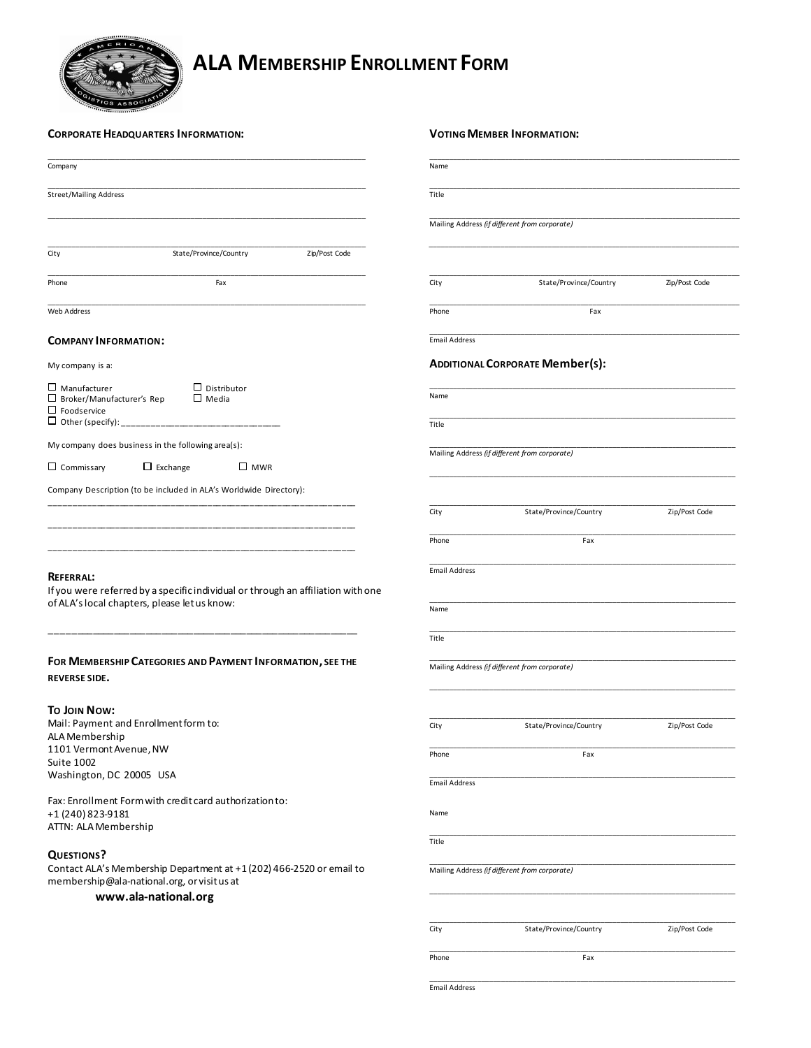# ALA Membership Enrollment Form

## Corporate Headquarters Information:

_______________________________________________
Company

_______________________________________________
Street/Mailing Address

_______________________________________________

_______________________________________________
City State/Province/Country Zip/Post Code

_______________________________________________
Phone Fax

_______________________________________________
Web Address

## Company Information:

My company is a:

- ☐ Manufacturer
- ☐ Distributor
- ☐ Broker/Manufacturer's Rep
- ☐ Media
- ☐ Foodservice
- ☐ Other (specify): ______________________________

My company does business in the following area(s):

☐ Commissary ☐ Exchange ☐ MWR

Company Description (to be included in ALA's Worldwide Directory):

_______________________________________________

_______________________________________________

_______________________________________________

## Referral:

If you were referred by a specific individual or through an affiliation with one of ALA's local chapters, please let us know:

_______________________________________________

## For Membership Categories and Payment Information, see the reverse side.

## To Join Now:

Mail: Payment and Enrollment form to:
ALA Membership
1101 Vermont Avenue, NW
Suite 1002
Washington, DC 20005 USA

Fax: Enrollment Form with credit card authorization to:
+1 (240) 823-9181
ATTN: ALA Membership

## Questions?

Contact ALA's Membership Department at +1 (202) 466-2520 or email to membership@ala-national.org, or visit us at

**www.ala-national.org**

## Voting Member Information:

_______________________________________________
Name

_______________________________________________
Title

_______________________________________________
Mailing Address *(if different from corporate)*

_______________________________________________

_______________________________________________
City State/Province/Country Zip/Post Code

_______________________________________________
Phone Fax

_______________________________________________
Email Address

## Additional Corporate Member(s):

_______________________________________________
Name

_______________________________________________
Title

_______________________________________________
Mailing Address *(if different from corporate)*

_______________________________________________

_______________________________________________
City State/Province/Country Zip/Post Code

_______________________________________________
Phone Fax

_______________________________________________
Email Address

_______________________________________________
Name

_______________________________________________
Title

_______________________________________________
Mailing Address *(if different from corporate)*

_______________________________________________

_______________________________________________
City State/Province/Country Zip/Post Code

_______________________________________________
Phone Fax

_______________________________________________
Email Address

Name

_______________________________________________
Title

_______________________________________________
Mailing Address *(if different from corporate)*

_______________________________________________

_______________________________________________
City State/Province/Country Zip/Post Code

_______________________________________________
Phone Fax

_______________________________________________
Email Address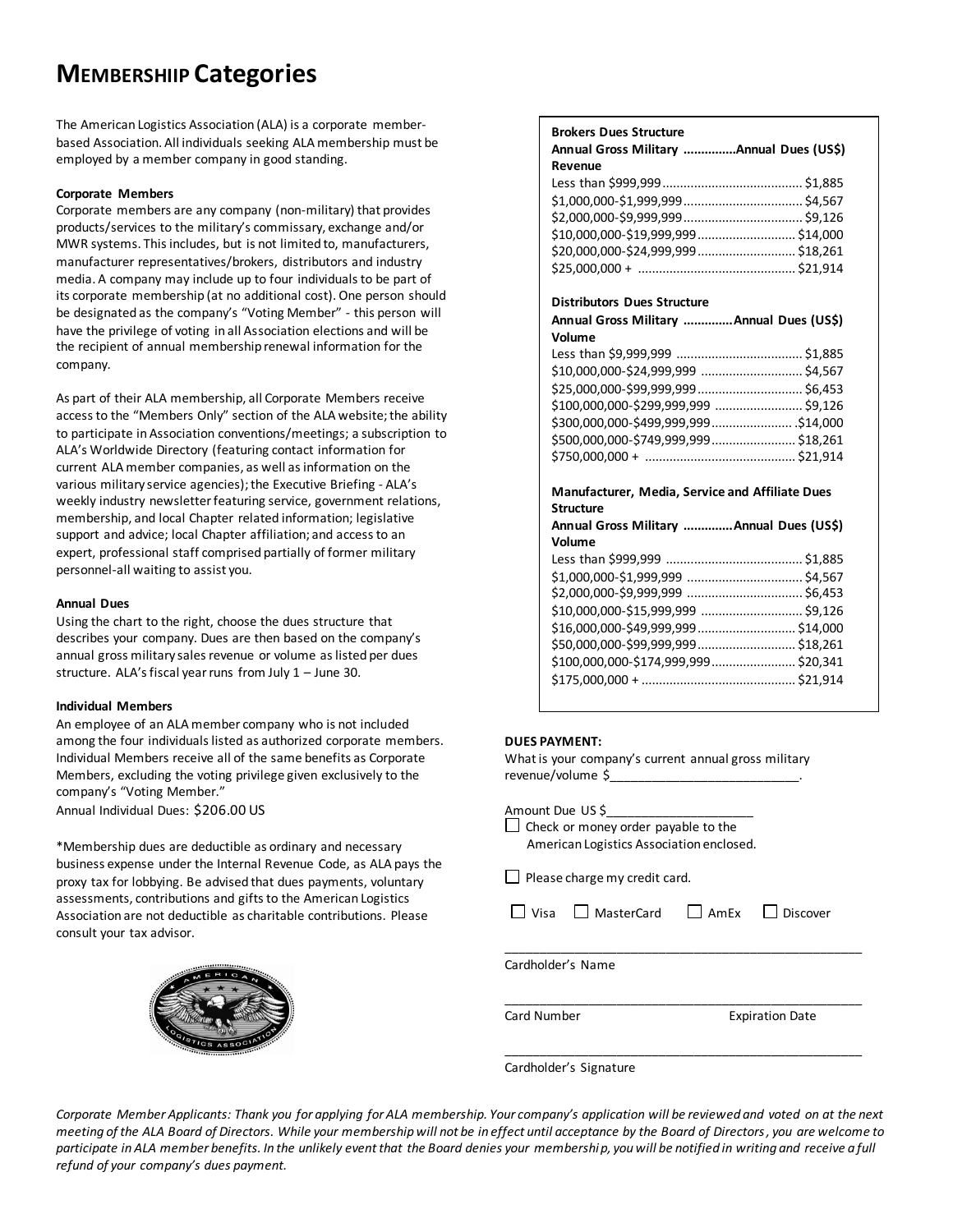# MEMBERSHIIP Categories

The American Logistics Association (ALA) is a corporate member-based Association. All individuals seeking ALA membership must be employed by a member company in good standing.

**Corporate Members**

Corporate members are any company (non-military) that provides products/services to the military's commissary, exchange and/or MWR systems. This includes, but is not limited to, manufacturers, manufacturer representatives/brokers, distributors and industry media. A company may include up to four individuals to be part of its corporate membership (at no additional cost). One person should be designated as the company's "Voting Member" - this person will have the privilege of voting in all Association elections and will be the recipient of annual membership renewal information for the company.

As part of their ALA membership, all Corporate Members receive access to the "Members Only" section of the ALA website; the ability to participate in Association conventions/meetings; a subscription to ALA's Worldwide Directory (featuring contact information for current ALA member companies, as well as information on the various military service agencies); the Executive Briefing - ALA's weekly industry newsletter featuring service, government relations, membership, and local Chapter related information; legislative support and advice; local Chapter affiliation; and access to an expert, professional staff comprised partially of former military personnel-all waiting to assist you.

**Annual Dues**

Using the chart to the right, choose the dues structure that describes your company. Dues are then based on the company's annual gross military sales revenue or volume as listed per dues structure. ALA's fiscal year runs from July 1 – June 30.

**Individual Members**

An employee of an ALA member company who is not included among the four individuals listed as authorized corporate members. Individual Members receive all of the same benefits as Corporate Members, excluding the voting privilege given exclusively to the company's "Voting Member."

Annual Individual Dues: $206.00 US

*Membership dues are deductible as ordinary and necessary business expense under the Internal Revenue Code, as ALA pays the proxy tax for lobbying. Be advised that dues payments, voluntary assessments, contributions and gifts to the American Logistics Association are not deductible as charitable contributions. Please consult your tax advisor.

**Brokers Dues Structure**

| Annual Gross Military Revenue | Annual Dues (US$) |
|---|---|
| Less than $999,999 | $1,885 |
| $1,000,000-$1,999,999 | $4,567 |
| $2,000,000-$9,999,999 | $9,126 |
| $10,000,000-$19,999,999 | $14,000 |
| $20,000,000-$24,999,999 | $18,261 |
| $25,000,000 + | $21,914 |

**Distributors Dues Structure**

| Annual Gross Military Volume | Annual Dues (US$) |
|---|---|
| Less than $9,999,999 | $1,885 |
| $10,000,000-$24,999,999 | $4,567 |
| $25,000,000-$99,999,999 | $6,453 |
| $100,000,000-$299,999,999 | $9,126 |
| $300,000,000-$499,999,999 | $14,000 |
| $500,000,000-$749,999,999 | $18,261 |
| $750,000,000 + | $21,914 |

**Manufacturer, Media, Service and Affiliate Dues Structure**

| Annual Gross Military Volume | Annual Dues (US$) |
|---|---|
| Less than $999,999 | $1,885 |
| $1,000,000-$1,999,999 | $4,567 |
| $2,000,000-$9,999,999 | $6,453 |
| $10,000,000-$15,999,999 | $9,126 |
| $16,000,000-$49,999,999 | $14,000 |
| $50,000,000-$99,999,999 | $18,261 |
| $100,000,000-$174,999,999 | $20,341 |
| $175,000,000 + | $21,914 |

**DUES PAYMENT:**

What is your company's current annual gross military revenue/volume $\_\_\_\_\_\_\_\_\_\_\_\_\_\_\_\_\_\_\_\_\_\_\_\_\_\_\_\_.

Amount Due US $\_\_\_\_\_\_\_\_\_\_\_\_\_\_\_\_\_\_\_\_\_

☐ Check or money order payable to the American Logistics Association enclosed.

☐ Please charge my credit card.

☐ Visa ☐ MasterCard ☐ AmEx ☐ Discover

\_\_\_\_\_\_\_\_\_\_\_\_\_\_\_\_\_\_\_\_\_\_\_\_\_\_\_\_\_\_\_\_\_\_\_\_\_\_\_\_\_\_\_\_\_\_\_\_

Cardholder's Name

\_\_\_\_\_\_\_\_\_\_\_\_\_\_\_\_\_\_\_\_\_\_\_\_\_\_\_\_\_\_\_\_\_\_\_\_\_\_\_\_\_\_\_\_\_\_\_\_

Card Number Expiration Date

\_\_\_\_\_\_\_\_\_\_\_\_\_\_\_\_\_\_\_\_\_\_\_\_\_\_\_\_\_\_\_\_\_\_\_\_\_\_\_\_\_\_\_\_\_\_\_\_

Cardholder's Signature

*Corporate Member Applicants: Thank you for applying for ALA membership. Your company's application will be reviewed and voted on at the next meeting of the ALA Board of Directors. While your membership will not be in effect until acceptance by the Board of Directors, you are welcome to participate in ALA member benefits. In the unlikely event that the Board denies your membership, you will be notified in writing and receive a full refund of your company's dues payment.*